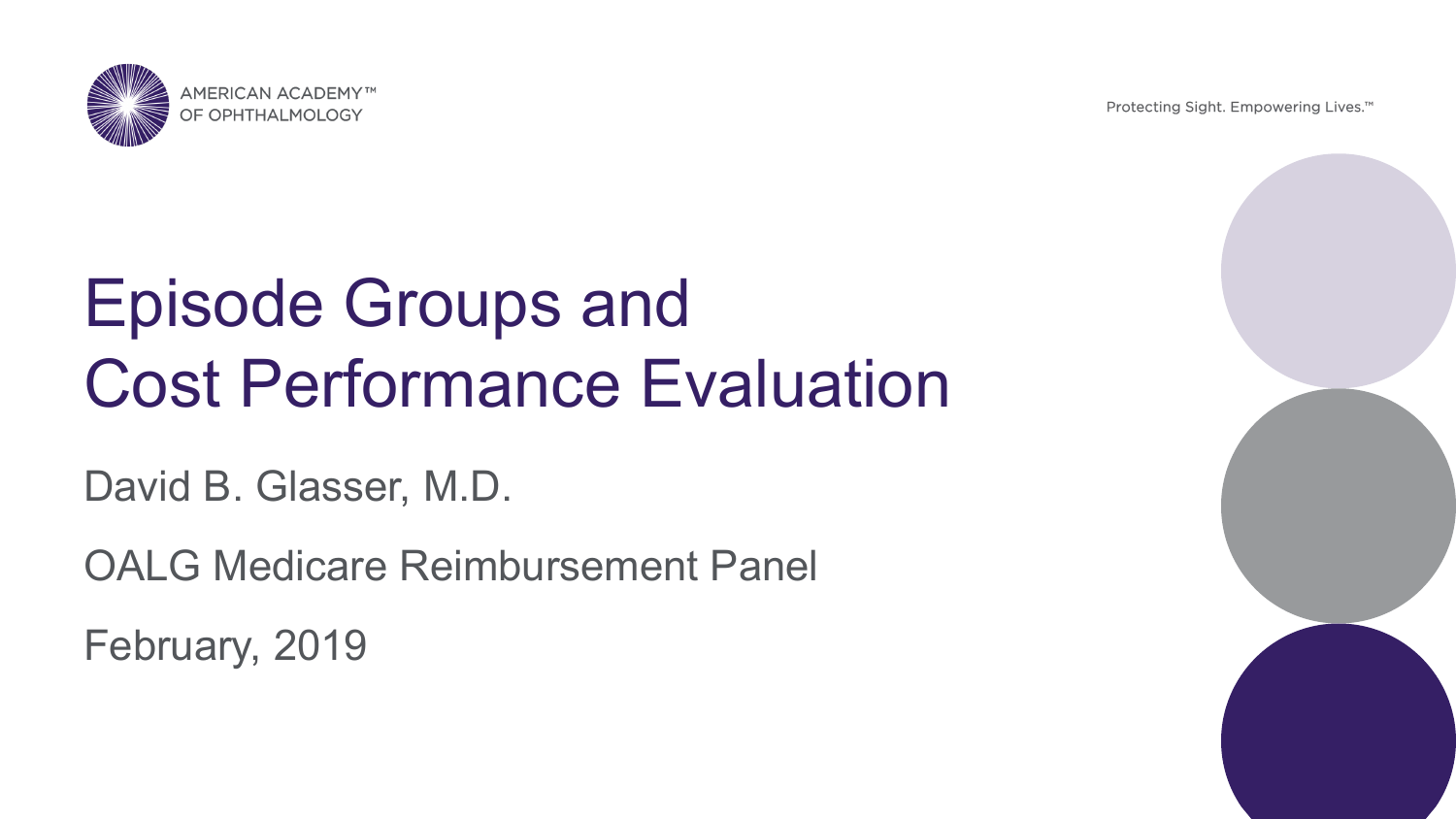AMERICAN ACADEMY™
OF OPHTHALMOLOGY

Protecting Sight. Empowering Lives.™

# Episode Groups and Cost Performance Evaluation

David B. Glasser, M.D.

OALG Medicare Reimbursement Panel

February, 2019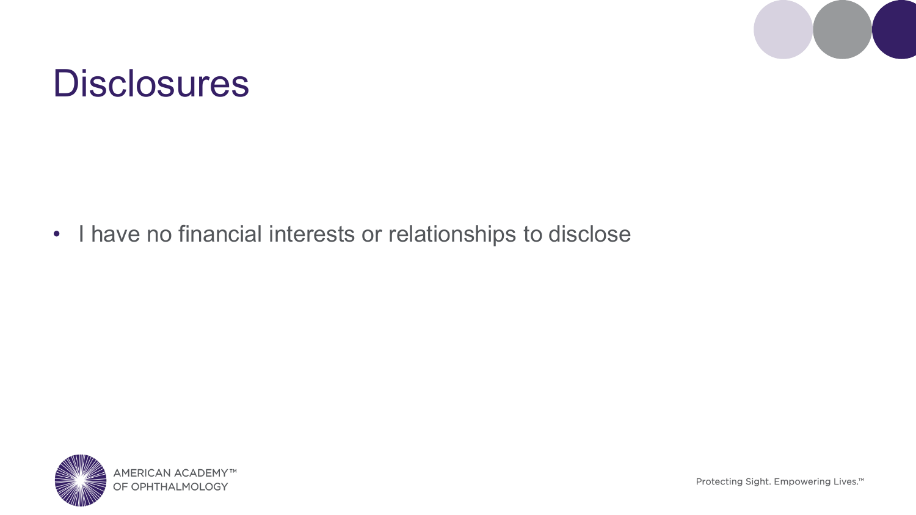# Disclosures

- I have no financial interests or relationships to disclose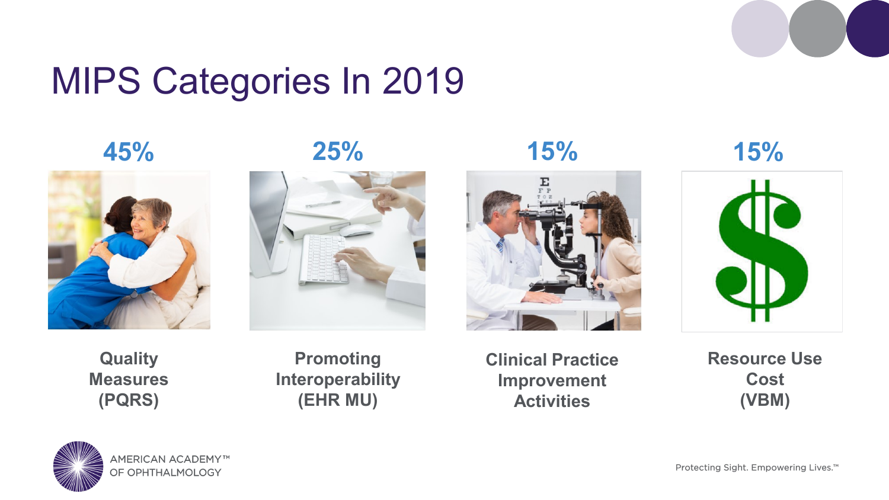# MIPS Categories In 2019

| 45% | 25% | 15% | 15% |
|---|---|---|---|
| Quality Measures (PQRS) | Promoting Interoperability (EHR MU) | Clinical Practice Improvement Activities | Resource Use Cost (VBM) |

AMERICAN ACADEMY™ OF OPHTHALMOLOGY

Protecting Sight. Empowering Lives.™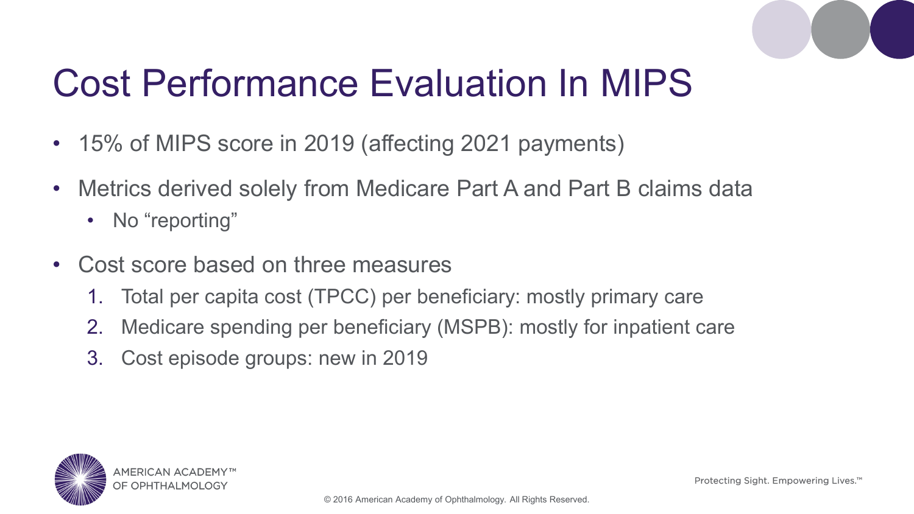# Cost Performance Evaluation In MIPS

- 15% of MIPS score in 2019 (affecting 2021 payments)
- Metrics derived solely from Medicare Part A and Part B claims data
  - No "reporting"
- Cost score based on three measures
  1. Total per capita cost (TPCC) per beneficiary: mostly primary care
  2. Medicare spending per beneficiary (MSPB): mostly for inpatient care
  3. Cost episode groups: new in 2019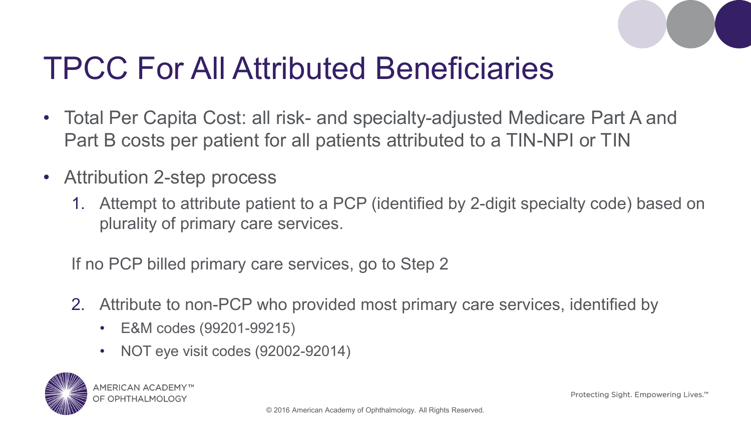# TPCC For All Attributed Beneficiaries

- Total Per Capita Cost: all risk- and specialty-adjusted Medicare Part A and Part B costs per patient for all patients attributed to a TIN-NPI or TIN
- Attribution 2-step process
  1. Attempt to attribute patient to a PCP (identified by 2-digit specialty code) based on plurality of primary care services.

  If no PCP billed primary care services, go to Step 2

  2. Attribute to non-PCP who provided most primary care services, identified by
     - E&M codes (99201-99215)
     - NOT eye visit codes (92002-92014)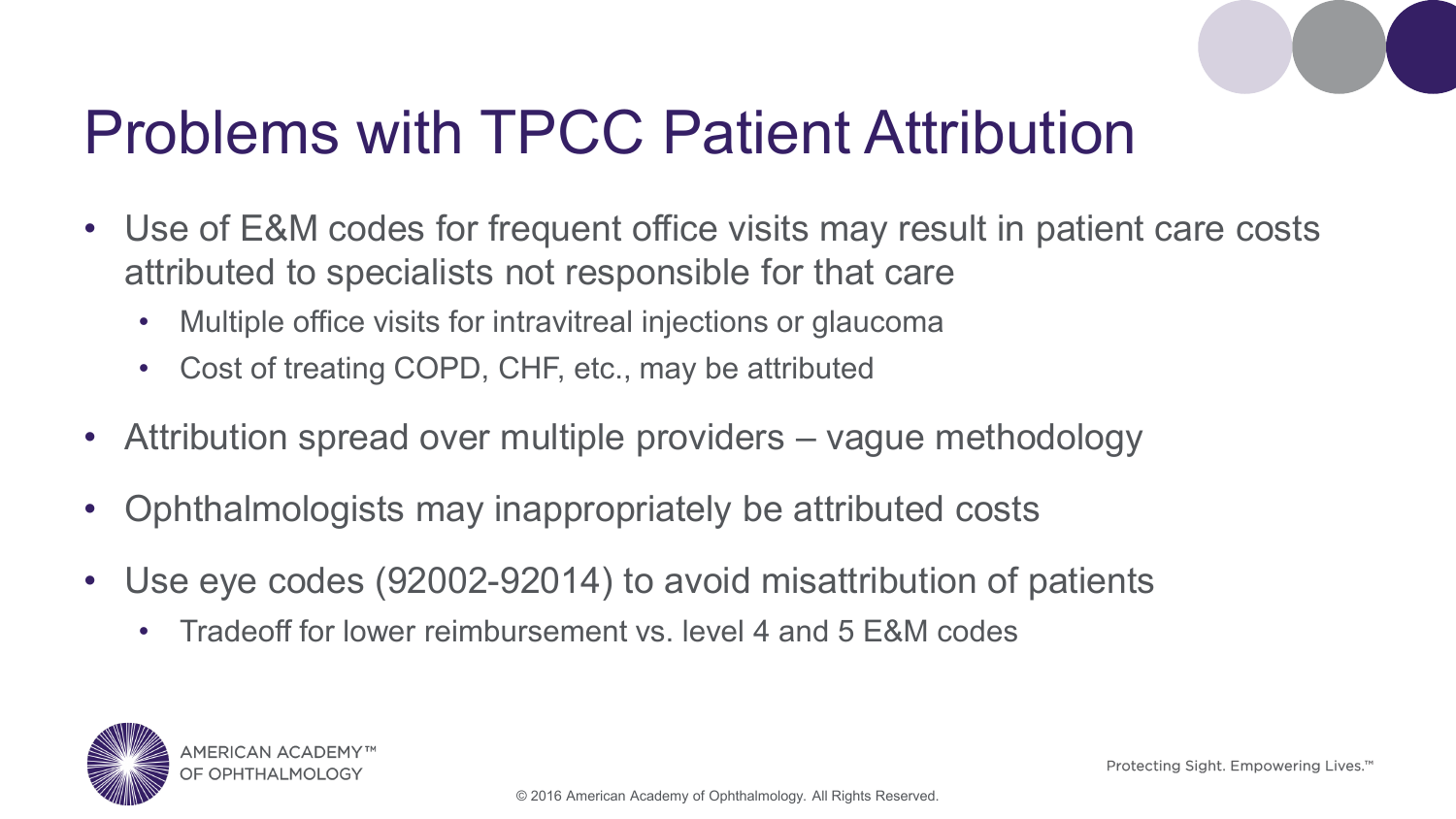# Problems with TPCC Patient Attribution

- Use of E&M codes for frequent office visits may result in patient care costs attributed to specialists not responsible for that care
  - Multiple office visits for intravitreal injections or glaucoma
  - Cost of treating COPD, CHF, etc., may be attributed
- Attribution spread over multiple providers – vague methodology
- Ophthalmologists may inappropriately be attributed costs
- Use eye codes (92002-92014) to avoid misattribution of patients
  - Tradeoff for lower reimbursement vs. level 4 and 5 E&M codes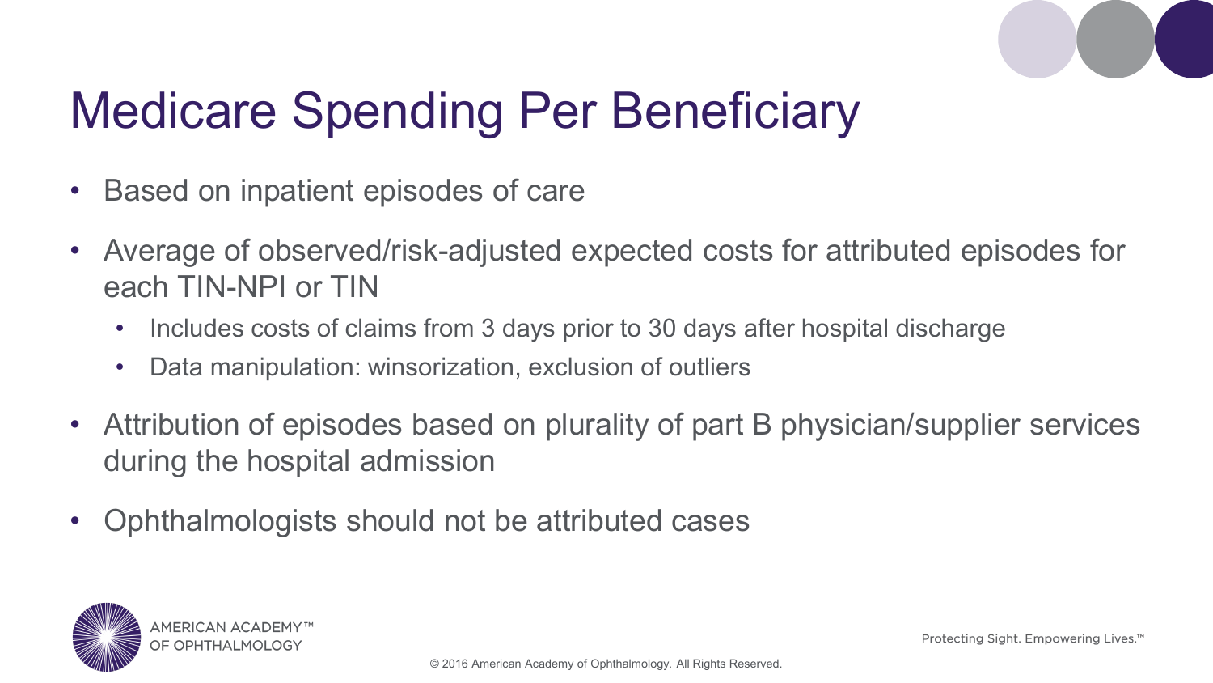# Medicare Spending Per Beneficiary

- Based on inpatient episodes of care
- Average of observed/risk-adjusted expected costs for attributed episodes for each TIN-NPI or TIN
  - Includes costs of claims from 3 days prior to 30 days after hospital discharge
  - Data manipulation: winsorization, exclusion of outliers
- Attribution of episodes based on plurality of part B physician/supplier services during the hospital admission
- Ophthalmologists should not be attributed cases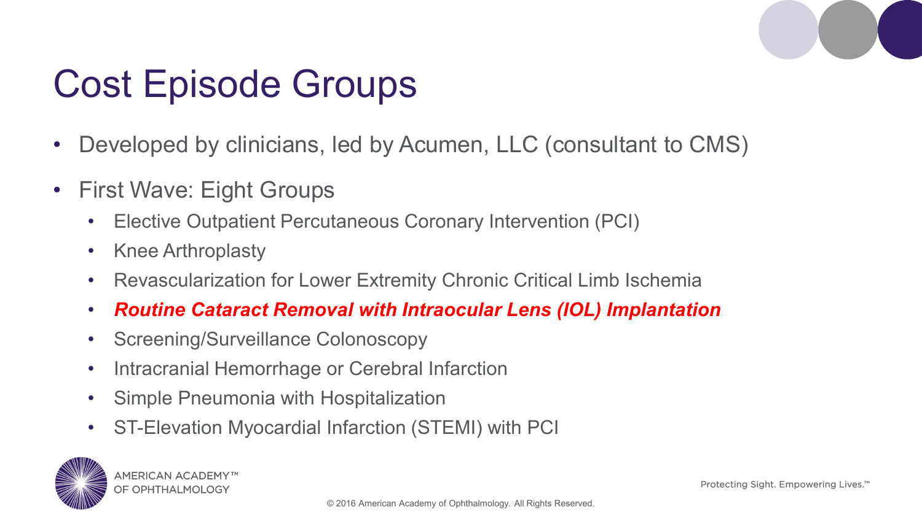# Cost Episode Groups

- Developed by clinicians, led by Acumen, LLC (consultant to CMS)
- First Wave: Eight Groups
  - Elective Outpatient Percutaneous Coronary Intervention (PCI)
  - Knee Arthroplasty
  - Revascularization for Lower Extremity Chronic Critical Limb Ischemia
  - ***Routine Cataract Removal with Intraocular Lens (IOL) Implantation***
  - Screening/Surveillance Colonoscopy
  - Intracranial Hemorrhage or Cerebral Infarction
  - Simple Pneumonia with Hospitalization
  - ST-Elevation Myocardial Infarction (STEMI) with PCI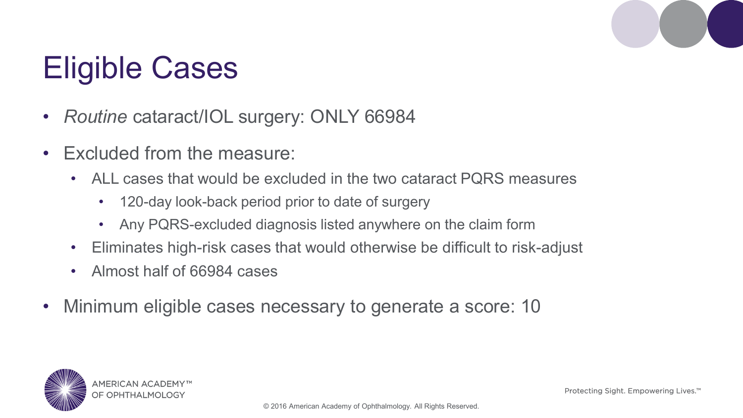# Eligible Cases

- *Routine* cataract/IOL surgery: ONLY 66984
- Excluded from the measure:
  - ALL cases that would be excluded in the two cataract PQRS measures
    - 120-day look-back period prior to date of surgery
    - Any PQRS-excluded diagnosis listed anywhere on the claim form
  - Eliminates high-risk cases that would otherwise be difficult to risk-adjust
  - Almost half of 66984 cases
- Minimum eligible cases necessary to generate a score: 10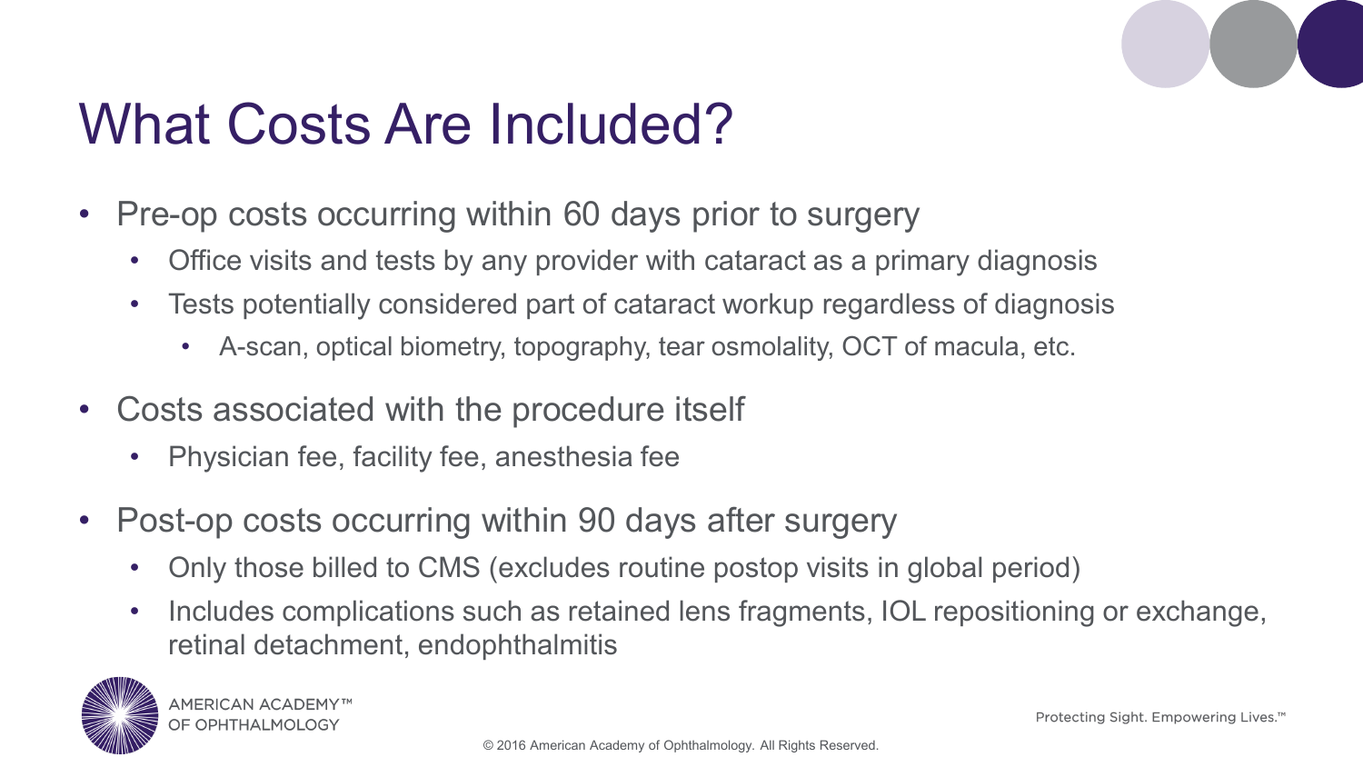# What Costs Are Included?

- Pre-op costs occurring within 60 days prior to surgery
  - Office visits and tests by any provider with cataract as a primary diagnosis
  - Tests potentially considered part of cataract workup regardless of diagnosis
    - A-scan, optical biometry, topography, tear osmolality, OCT of macula, etc.
- Costs associated with the procedure itself
  - Physician fee, facility fee, anesthesia fee
- Post-op costs occurring within 90 days after surgery
  - Only those billed to CMS (excludes routine postop visits in global period)
  - Includes complications such as retained lens fragments, IOL repositioning or exchange, retinal detachment, endophthalmitis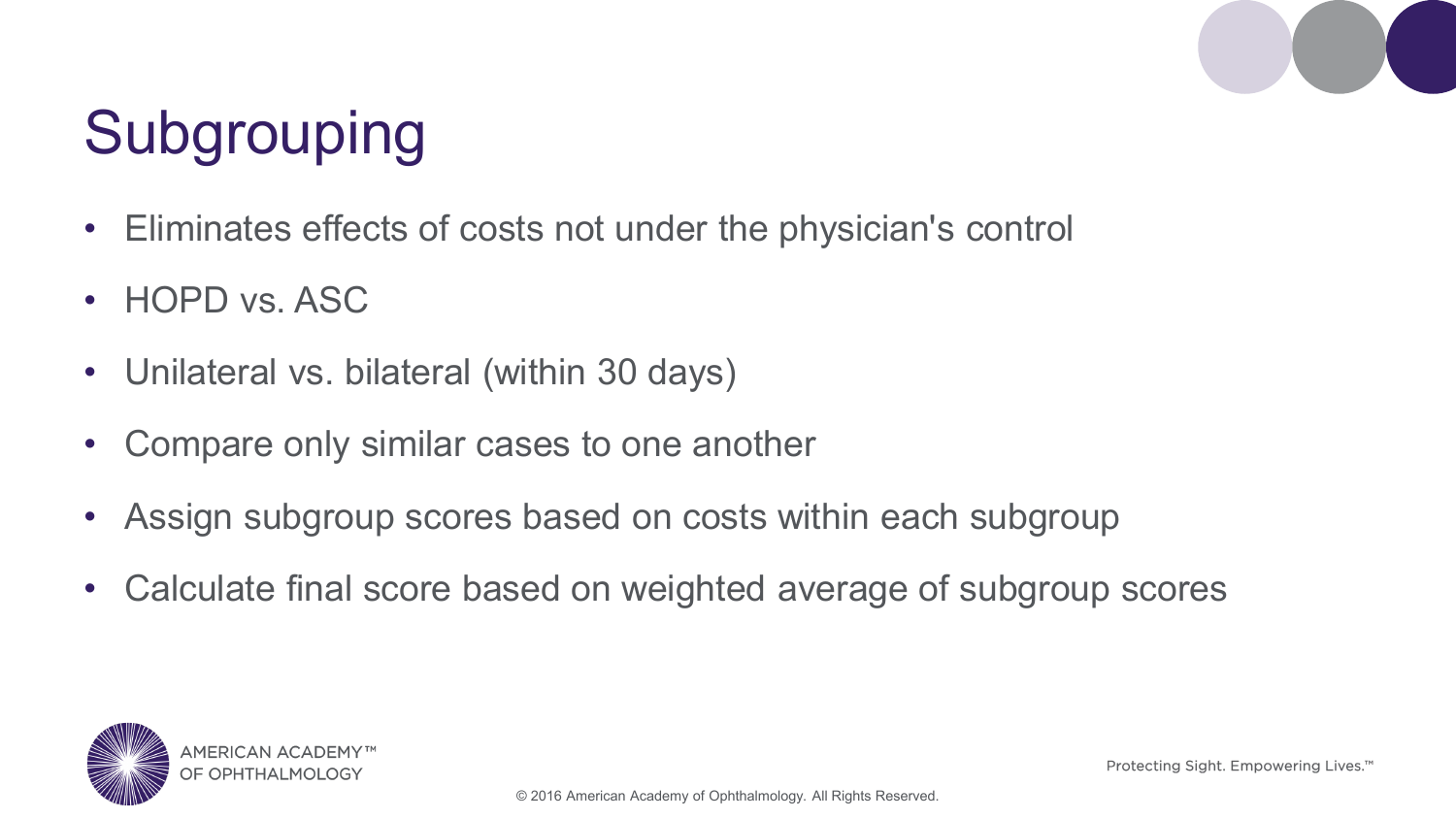# Subgrouping

- Eliminates effects of costs not under the physician's control
- HOPD vs. ASC
- Unilateral vs. bilateral (within 30 days)
- Compare only similar cases to one another
- Assign subgroup scores based on costs within each subgroup
- Calculate final score based on weighted average of subgroup scores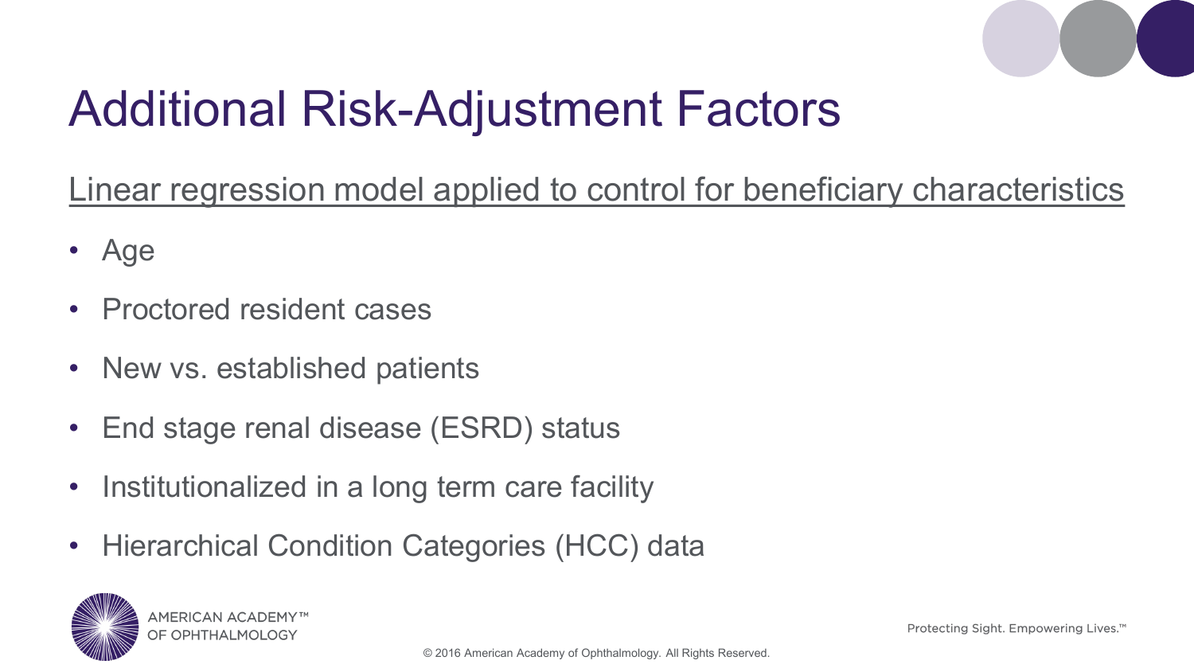# Additional Risk-Adjustment Factors

Linear regression model applied to control for beneficiary characteristics

- Age
- Proctored resident cases
- New vs. established patients
- End stage renal disease (ESRD) status
- Institutionalized in a long term care facility
- Hierarchical Condition Categories (HCC) data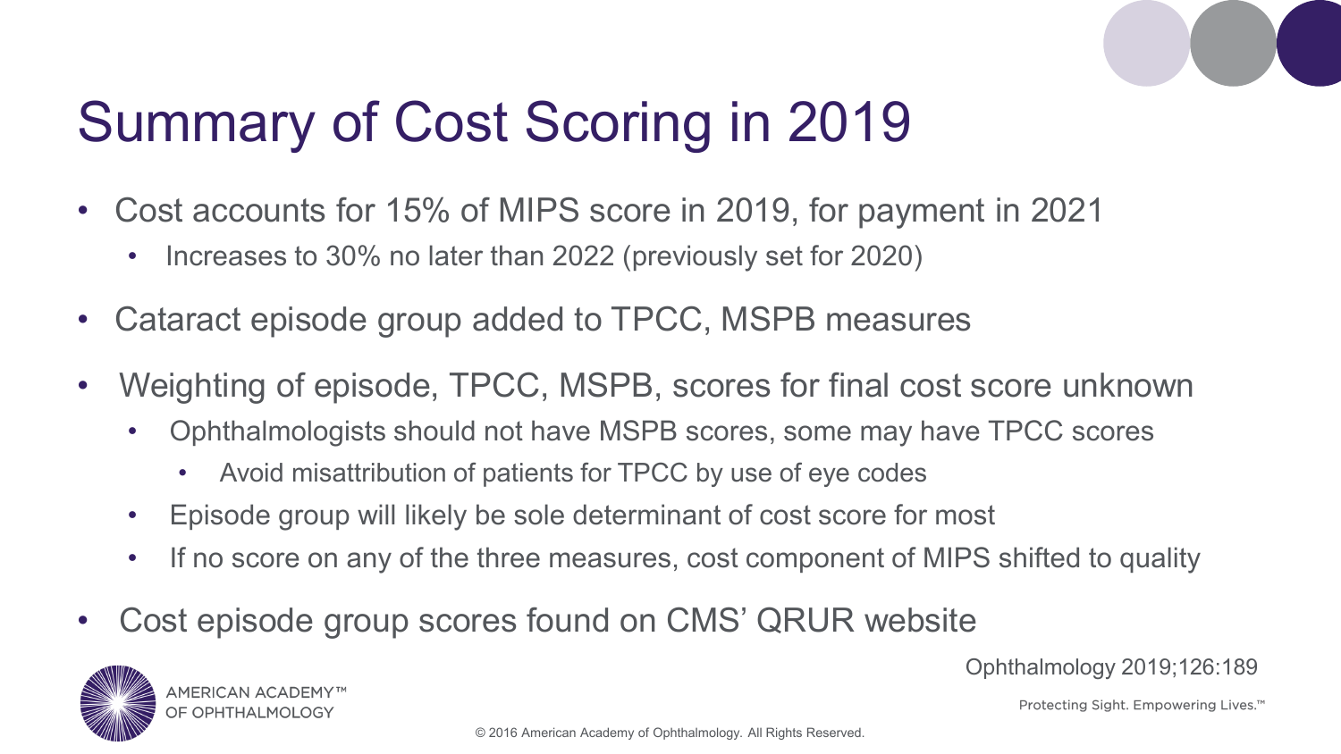# Summary of Cost Scoring in 2019

- Cost accounts for 15% of MIPS score in 2019, for payment in 2021
  - Increases to 30% no later than 2022 (previously set for 2020)
- Cataract episode group added to TPCC, MSPB measures
- Weighting of episode, TPCC, MSPB, scores for final cost score unknown
  - Ophthalmologists should not have MSPB scores, some may have TPCC scores
    - Avoid misattribution of patients for TPCC by use of eye codes
  - Episode group will likely be sole determinant of cost score for most
  - If no score on any of the three measures, cost component of MIPS shifted to quality
- Cost episode group scores found on CMS' QRUR website

Ophthalmology 2019;126:189